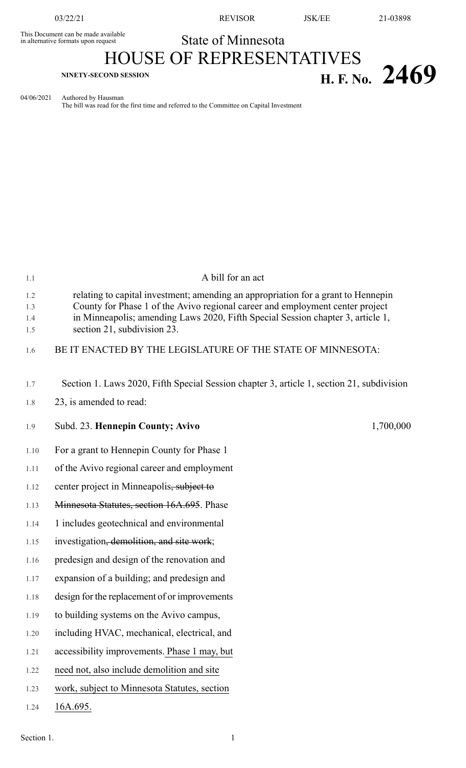This Document can be made available in alternative formats upon request

State of Minnesota

# HOUSE OF REPRESENTATIVES

NINETY-SECOND SESSION

**H. F. No. 2469**

04/06/2021 Authored by Hausman

The bill was read for the first time and referred to the Committee on Capital Investment

A bill for an act

relating to capital investment; amending an appropriation for a grant to Hennepin County for Phase 1 of the Avivo regional career and employment center project in Minneapolis; amending Laws 2020, Fifth Special Session chapter 3, article 1, section 21, subdivision 23.

BE IT ENACTED BY THE LEGISLATURE OF THE STATE OF MINNESOTA:

Section 1. Laws 2020, Fifth Special Session chapter 3, article 1, section 21, subdivision 23, is amended to read:

Subd. 23. **Hennepin County; Avivo** 1,700,000

For a grant to Hennepin County for Phase 1 of the Avivo regional career and employment center project in Minneapolis~~, subject to Minnesota Statutes, section 16A.695~~. Phase 1 includes geotechnical and environmental investigation~~, demolition, and site work~~; predesign and design of the renovation and expansion of a building; and predesign and design for the replacement of or improvements to building systems on the Avivo campus, including HVAC, mechanical, electrical, and accessibility improvements. <u>Phase 1 may, but need not, also include demolition and site work, subject to Minnesota Statutes, section 16A.695.</u>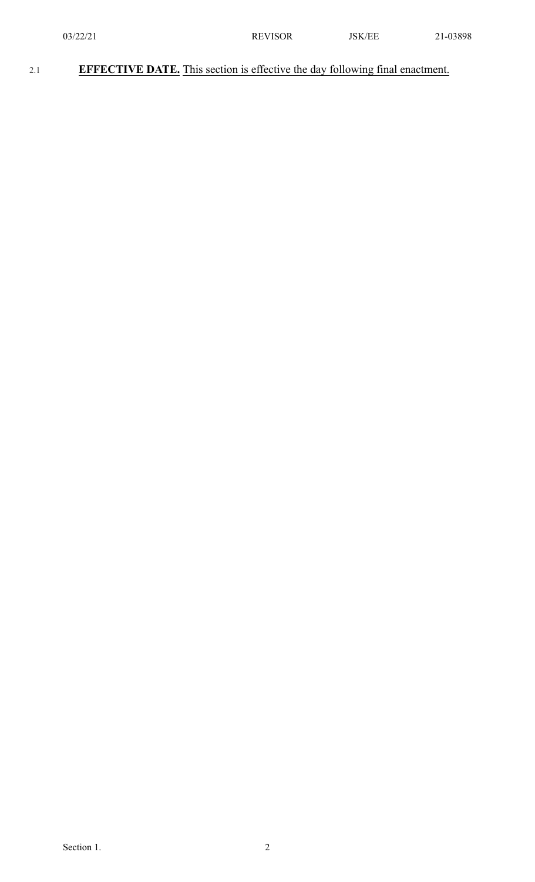**EFFECTIVE DATE.** This section is effective the day following final enactment.